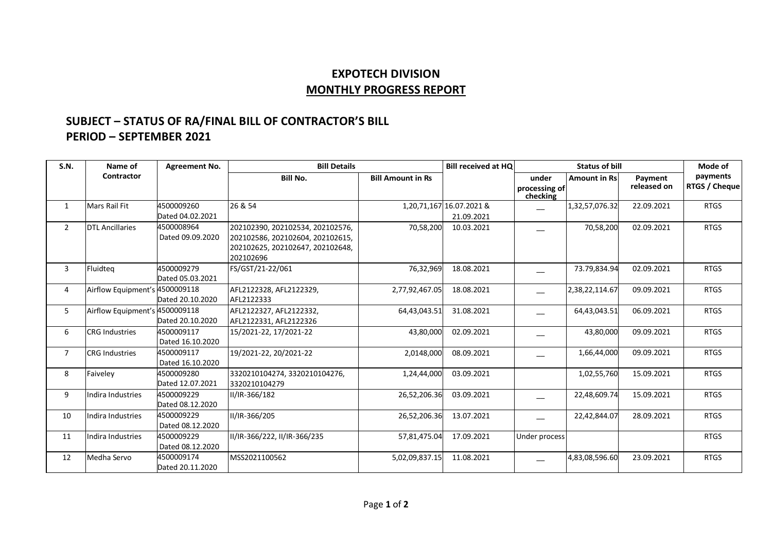# EXPOTECH DIVISION

## MONTHLY PROGRESS REPORT

### SUBJECT – STATUS OF RA/FINAL BILL OF CONTRACTOR'S BILL
### PERIOD – SEPTEMBER 2021

| S.N. | Name of Contractor | Agreement No. | Bill Details | | Bill received at HQ | Status of bill | | | Mode of payments RTGS / Cheque |
|---|---|---|---|---|---|---|---|---|---|
| | | | Bill No. | Bill Amount in Rs | | under processing of checking | Amount in Rs | Payment released on | |
| 1 | Mars Rail Fit | 4500009260 Dated 04.02.2021 | 26 & 54 | 1,20,71,167 | 16.07.2021 & 21.09.2021 | __ | 1,32,57,076.32 | 22.09.2021 | RTGS |
| 2 | DTL Ancillaries | 4500008964 Dated 09.09.2020 | 202102390, 202102534, 202102576, 202102586, 202102604, 202102615, 202102625, 202102647, 202102648, 202102696 | 70,58,200 | 10.03.2021 | __ | 70,58,200 | 02.09.2021 | RTGS |
| 3 | Fluidteq | 4500009279 Dated 05.03.2021 | FS/GST/21-22/061 | 76,32,969 | 18.08.2021 | __ | 73.79,834.94 | 02.09.2021 | RTGS |
| 4 | Airflow Equipment's | 4500009118 Dated 20.10.2020 | AFL2122328, AFL2122329, AFL2122333 | 2,77,92,467.05 | 18.08.2021 | __ | 2,38,22,114.67 | 09.09.2021 | RTGS |
| 5 | Airflow Equipment's | 4500009118 Dated 20.10.2020 | AFL2122327, AFL2122332, AFL2122331, AFL2122326 | 64,43,043.51 | 31.08.2021 | __ | 64,43,043.51 | 06.09.2021 | RTGS |
| 6 | CRG Industries | 4500009117 Dated 16.10.2020 | 15/2021-22, 17/2021-22 | 43,80,000 | 02.09.2021 | __ | 43,80,000 | 09.09.2021 | RTGS |
| 7 | CRG Industries | 4500009117 Dated 16.10.2020 | 19/2021-22, 20/2021-22 | 2,0148,000 | 08.09.2021 | __ | 1,66,44,000 | 09.09.2021 | RTGS |
| 8 | Faiveley | 4500009280 Dated 12.07.2021 | 3320210104274, 3320210104276, 3320210104279 | 1,24,44,000 | 03.09.2021 | | 1,02,55,760 | 15.09.2021 | RTGS |
| 9 | Indira Industries | 4500009229 Dated 08.12.2020 | II/IR-366/182 | 26,52,206.36 | 03.09.2021 | __ | 22,48,609.74 | 15.09.2021 | RTGS |
| 10 | Indira Industries | 4500009229 Dated 08.12.2020 | II/IR-366/205 | 26,52,206.36 | 13.07.2021 | __ | 22,42,844.07 | 28.09.2021 | RTGS |
| 11 | Indira Industries | 4500009229 Dated 08.12.2020 | II/IR-366/222, II/IR-366/235 | 57,81,475.04 | 17.09.2021 | Under process | | | RTGS |
| 12 | Medha Servo | 4500009174 Dated 20.11.2020 | MSS2021100562 | 5,02,09,837.15 | 11.08.2021 | __ | 4,83,08,596.60 | 23.09.2021 | RTGS |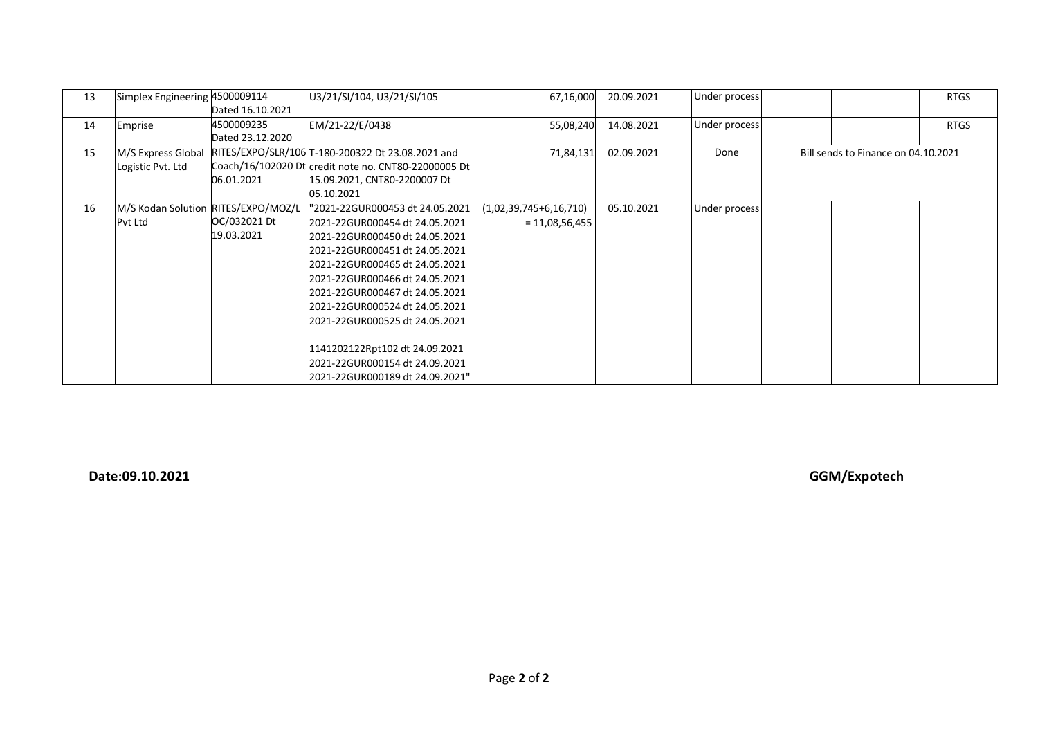| | | | | | | | | | |
|---|---|---|---|---|---|---|---|---|---|
| 13 | Simplex Engineering | 4500009114 Dated 16.10.2021 | U3/21/SI/104, U3/21/SI/105 | 67,16,000 | 20.09.2021 | Under process | | | RTGS |
| 14 | Emprise | 4500009235 Dated 23.12.2020 | EM/21-22/E/0438 | 55,08,240 | 14.08.2021 | Under process | | | RTGS |
| 15 | M/S Express Global Logistic Pvt. Ltd | RITES/EXPO/SLR/106 Coach/16/102020 Dt 06.01.2021 | T-180-200322 Dt 23.08.2021 and credit note no. CNT80-22000005 Dt 15.09.2021, CNT80-2200007 Dt 05.10.2021 | 71,84,131 | 02.09.2021 | Done | Bill sends to Finance on 04.10.2021 | | |
| 16 | M/S Kodan Solution Pvt Ltd | RITES/EXPO/MOZ/LOC/032021 Dt 19.03.2021 | "2021-22GUR000453 dt 24.05.2021<br>2021-22GUR000454 dt 24.05.2021<br>2021-22GUR000450 dt 24.05.2021<br>2021-22GUR000451 dt 24.05.2021<br>2021-22GUR000465 dt 24.05.2021<br>2021-22GUR000466 dt 24.05.2021<br>2021-22GUR000467 dt 24.05.2021<br>2021-22GUR000524 dt 24.05.2021<br>2021-22GUR000525 dt 24.05.2021<br><br>1141202122Rpt102 dt 24.09.2021<br>2021-22GUR000154 dt 24.09.2021<br>2021-22GUR000189 dt 24.09.2021" | (1,02,39,745+6,16,710) = 11,08,56,455 | 05.10.2021 | Under process | | | |

**Date:09.10.2021**

**GGM/Expotech**